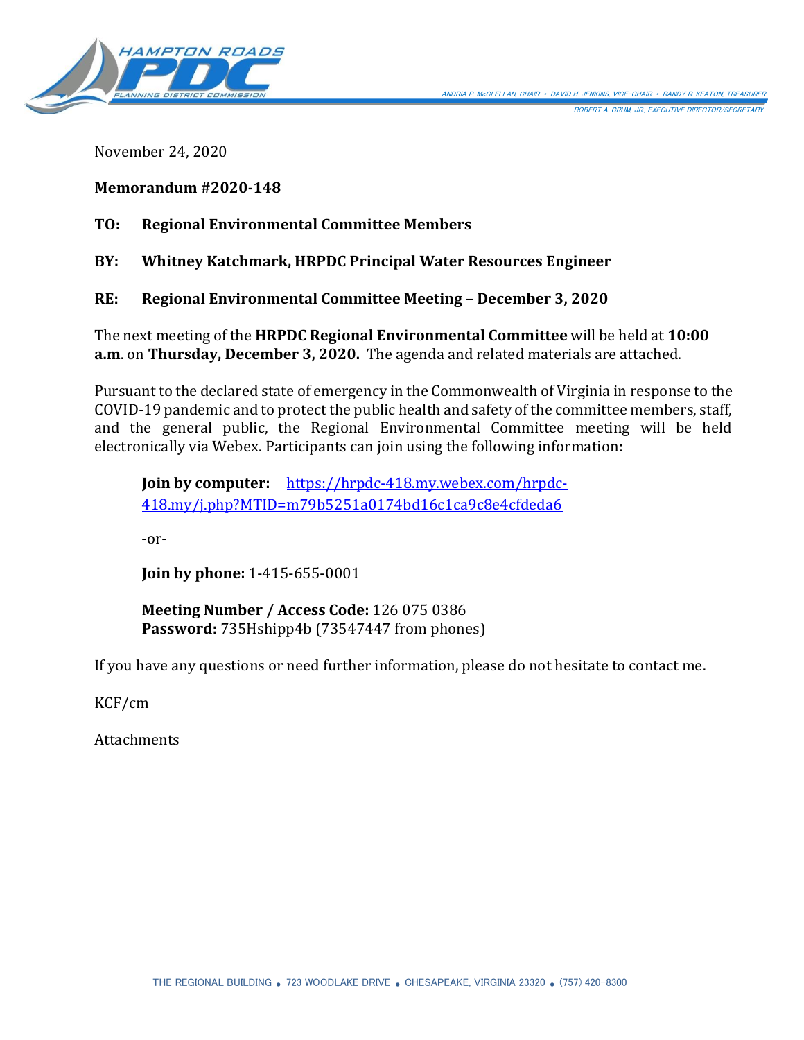HAMPTON ROADS PDC PLANNING DISTRICT COMMISSION

ANDRIA P. McCLELLAN, CHAIR • DAVID H. JENKINS, VICE-CHAIR • RANDY R. KEATON, TREASURER
ROBERT A. CRUM, JR., EXECUTIVE DIRECTOR/SECRETARY

November 24, 2020

**Memorandum #2020-148**

**TO: Regional Environmental Committee Members**

**BY: Whitney Katchmark, HRPDC Principal Water Resources Engineer**

**RE: Regional Environmental Committee Meeting – December 3, 2020**

The next meeting of the **HRPDC Regional Environmental Committee** will be held at **10:00 a.m**. on **Thursday, December 3, 2020.** The agenda and related materials are attached.

Pursuant to the declared state of emergency in the Commonwealth of Virginia in response to the COVID-19 pandemic and to protect the public health and safety of the committee members, staff, and the general public, the Regional Environmental Committee meeting will be held electronically via Webex. Participants can join using the following information:

> **Join by computer:** https://hrpdc-418.my.webex.com/hrpdc-418.my/j.php?MTID=m79b5251a0174bd16c1ca9c8e4cfdeda6
>
> -or-
>
> **Join by phone:** 1-415-655-0001
>
> **Meeting Number / Access Code:** 126 075 0386
> **Password:** 735Hshipp4b (73547447 from phones)

If you have any questions or need further information, please do not hesitate to contact me.

KCF/cm

Attachments

THE REGIONAL BUILDING • 723 WOODLAKE DRIVE • CHESAPEAKE, VIRGINIA 23320 • (757) 420-8300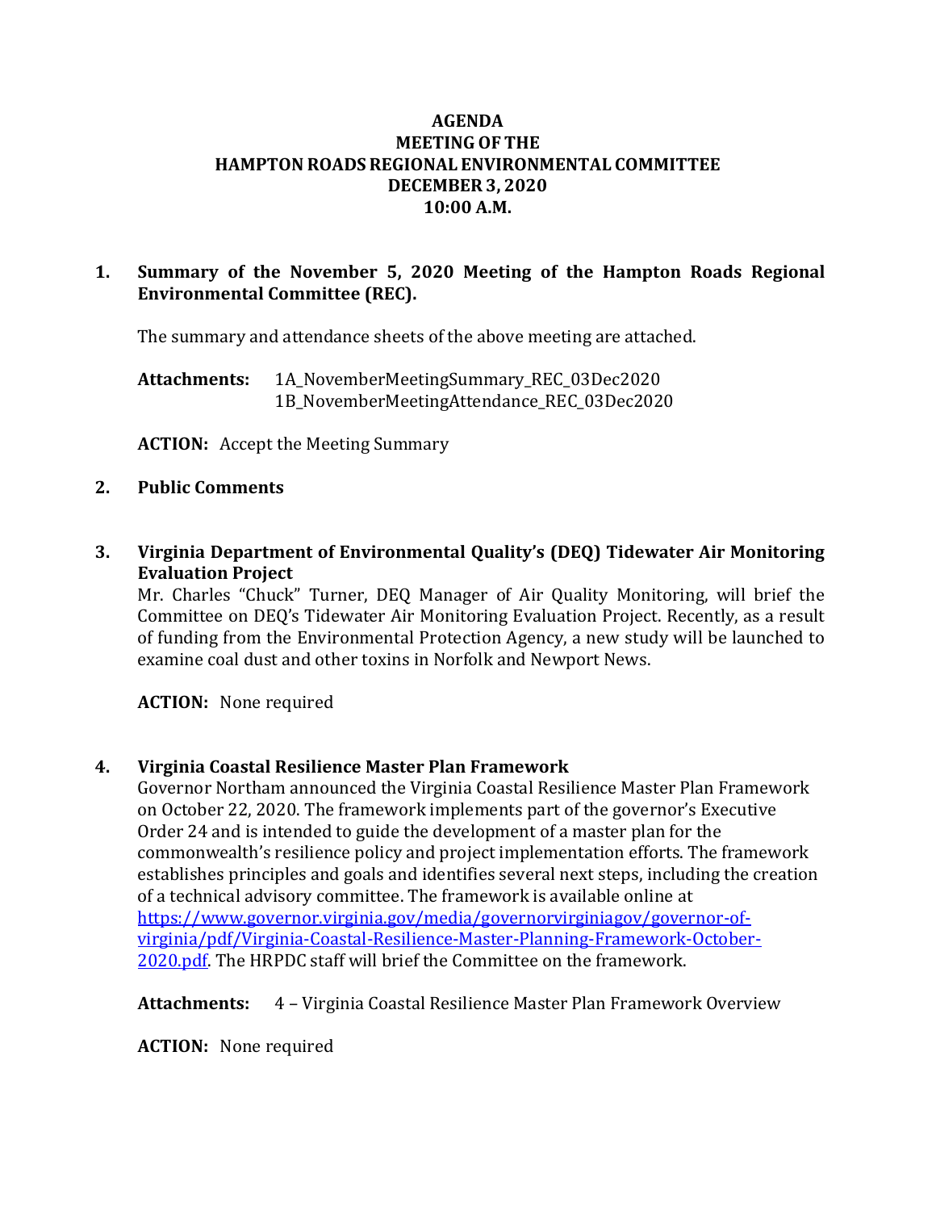# AGENDA
## MEETING OF THE
## HAMPTON ROADS REGIONAL ENVIRONMENTAL COMMITTEE
## DECEMBER 3, 2020
## 10:00 A.M.

**1. Summary of the November 5, 2020 Meeting of the Hampton Roads Regional Environmental Committee (REC).**

The summary and attendance sheets of the above meeting are attached.

**Attachments:** 1A_NovemberMeetingSummary_REC_03Dec2020
1B_NovemberMeetingAttendance_REC_03Dec2020

**ACTION:** Accept the Meeting Summary

**2. Public Comments**

**3. Virginia Department of Environmental Quality's (DEQ) Tidewater Air Monitoring Evaluation Project**

Mr. Charles "Chuck" Turner, DEQ Manager of Air Quality Monitoring, will brief the Committee on DEQ's Tidewater Air Monitoring Evaluation Project. Recently, as a result of funding from the Environmental Protection Agency, a new study will be launched to examine coal dust and other toxins in Norfolk and Newport News.

**ACTION:** None required

**4. Virginia Coastal Resilience Master Plan Framework**

Governor Northam announced the Virginia Coastal Resilience Master Plan Framework on October 22, 2020. The framework implements part of the governor's Executive Order 24 and is intended to guide the development of a master plan for the commonwealth's resilience policy and project implementation efforts. The framework establishes principles and goals and identifies several next steps, including the creation of a technical advisory committee. The framework is available online at [https://www.governor.virginia.gov/media/governorvirginiagov/governor-of-virginia/pdf/Virginia-Coastal-Resilience-Master-Planning-Framework-October-2020.pdf](https://www.governor.virginia.gov/media/governorvirginiagov/governor-of-virginia/pdf/Virginia-Coastal-Resilience-Master-Planning-Framework-October-2020.pdf). The HRPDC staff will brief the Committee on the framework.

**Attachments:** 4 – Virginia Coastal Resilience Master Plan Framework Overview

**ACTION:** None required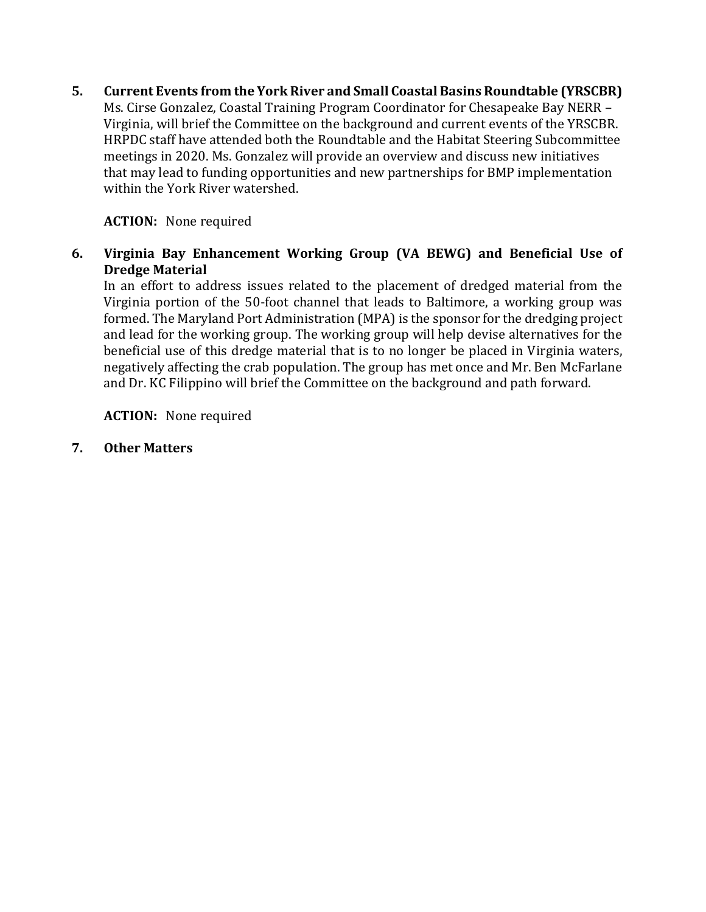5. **Current Events from the York River and Small Coastal Basins Roundtable (YRSCBR)**
   Ms. Cirse Gonzalez, Coastal Training Program Coordinator for Chesapeake Bay NERR – Virginia, will brief the Committee on the background and current events of the YRSCBR. HRPDC staff have attended both the Roundtable and the Habitat Steering Subcommittee meetings in 2020. Ms. Gonzalez will provide an overview and discuss new initiatives that may lead to funding opportunities and new partnerships for BMP implementation within the York River watershed.

   **ACTION:** None required

6. **Virginia Bay Enhancement Working Group (VA BEWG) and Beneficial Use of Dredge Material**
   In an effort to address issues related to the placement of dredged material from the Virginia portion of the 50-foot channel that leads to Baltimore, a working group was formed. The Maryland Port Administration (MPA) is the sponsor for the dredging project and lead for the working group. The working group will help devise alternatives for the beneficial use of this dredge material that is to no longer be placed in Virginia waters, negatively affecting the crab population. The group has met once and Mr. Ben McFarlane and Dr. KC Filippino will brief the Committee on the background and path forward.

   **ACTION:** None required

7. **Other Matters**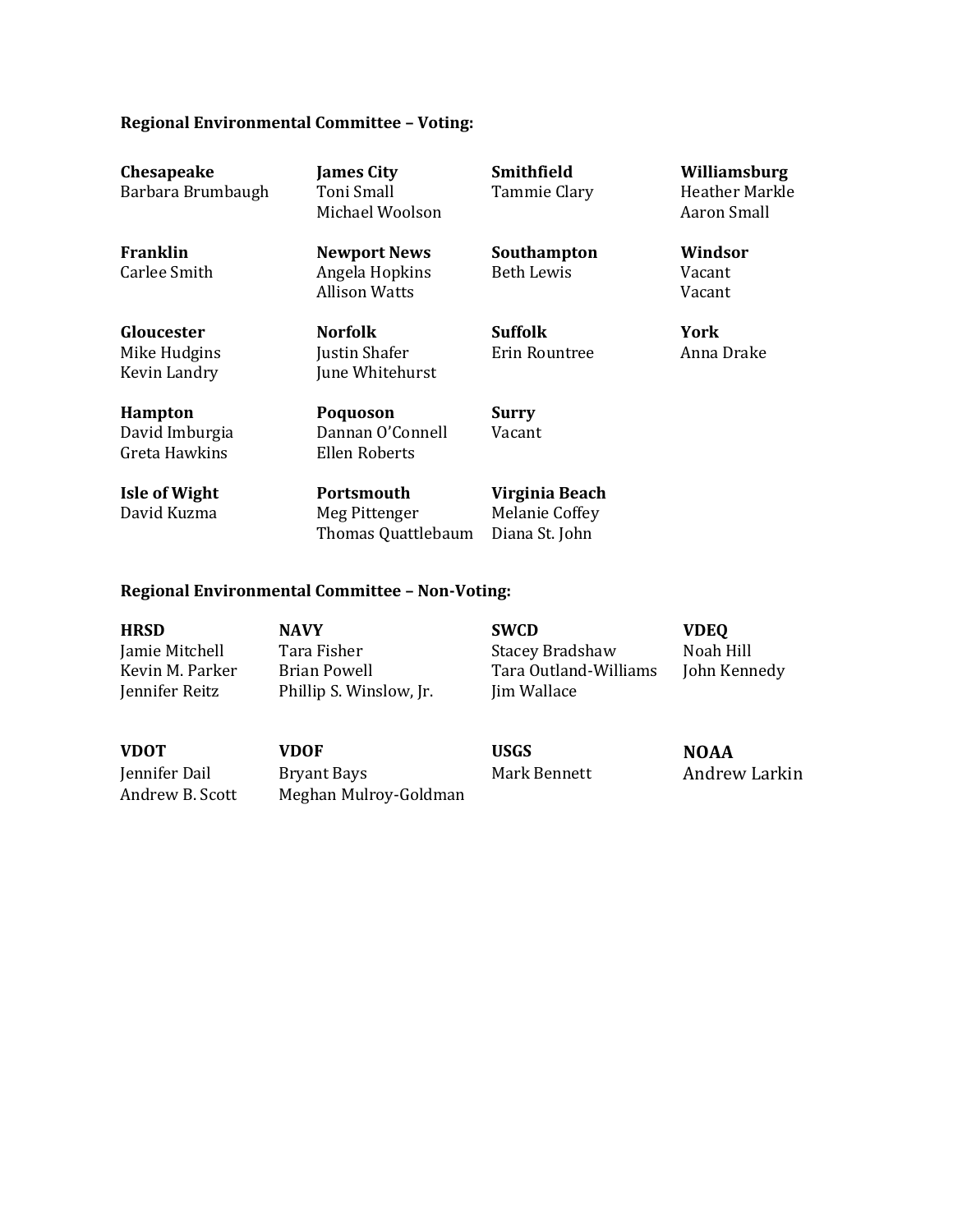**Regional Environmental Committee – Voting:**

**Chesapeake**
Barbara Brumbaugh

**Franklin**
Carlee Smith

**Gloucester**
Mike Hudgins
Kevin Landry

**Hampton**
David Imburgia
Greta Hawkins

**Isle of Wight**
David Kuzma

**James City**
Toni Small
Michael Woolson

**Newport News**
Angela Hopkins
Allison Watts

**Norfolk**
Justin Shafer
June Whitehurst

**Poquoson**
Dannan O'Connell
Ellen Roberts

**Portsmouth**
Meg Pittenger
Thomas Quattlebaum

**Smithfield**
Tammie Clary

**Southampton**
Beth Lewis

**Suffolk**
Erin Rountree

**Surry**
Vacant

**Virginia Beach**
Melanie Coffey
Diana St. John

**Williamsburg**
Heather Markle
Aaron Small

**Windsor**
Vacant
Vacant

**York**
Anna Drake

**Regional Environmental Committee – Non-Voting:**

**HRSD**
Jamie Mitchell
Kevin M. Parker
Jennifer Reitz

**NAVY**
Tara Fisher
Brian Powell
Phillip S. Winslow, Jr.

**SWCD**
Stacey Bradshaw
Tara Outland-Williams
Jim Wallace

**VDEQ**
Noah Hill
John Kennedy

**VDOT**
Jennifer Dail
Andrew B. Scott

**VDOF**
Bryant Bays
Meghan Mulroy-Goldman

**USGS**
Mark Bennett

**NOAA**
Andrew Larkin